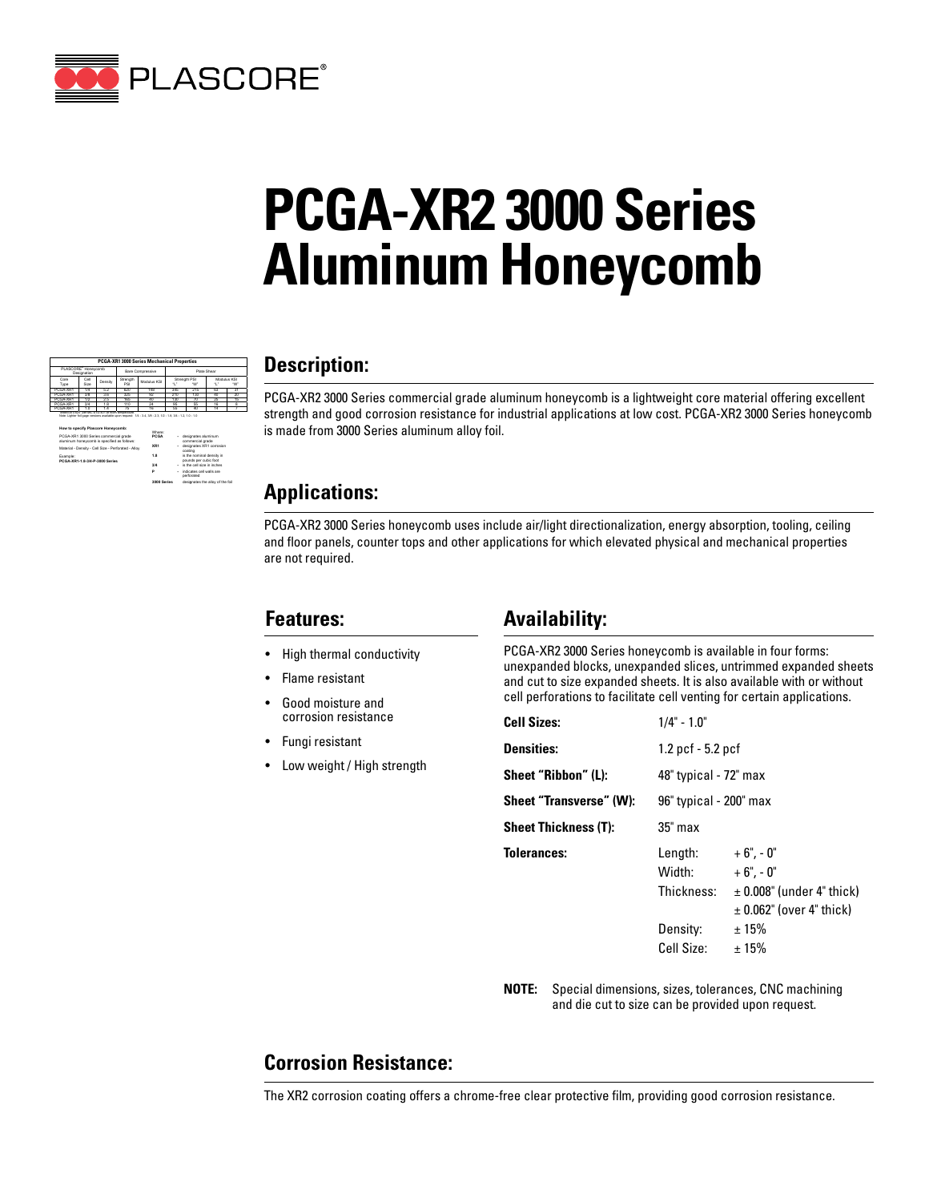# PCGA-XR2 3000 Series Aluminum Honeycomb

| PCGA-XR1 3000 Series Mechanical Properties | | | | | | | | |
|---|---|---|---|---|---|---|---|---|
| PLASCORE® Honeycomb Designation | | | Bare Compressive | | Plate Shear | | | |
| | | | | | Strength PSI | | Modulus KSI | |
| Core Type | Cell Size | Density | Strength PSI | Modulus KSI | "L" | "W" | "L" | "W" |
| PCGA-XR1 | 1/4 | 5.2 | 820 | 160 | 390 | 215 | 63 | 31 |
| PCGA-XR1 | 3/8 | 3.6 | 425 | 92 | 270 | 130 | 48 | 20 |
| PCGA-XR1 | 1/2 | 2.5 | 250 | 60 | 130 | 77 | 29 | 12 |
| PCGA-XR1 | 3/4 | 1.8 | 110 | 24 | 95 | 55 | 18 | 8 |
| PCGA-XR1 | 1.0 | 1.4 | 75 | 16 | 58 | 40 | 14 | 7 |

Values at 0.625" per MIL-C-7438 at room temperature.
Note: Lighter foil gage versions available upon request: 1/4 - 3.4, 3/8 - 2.3, 1/2 - 1.6, 3/4 - 1.2, 1.0 - 1.0

**How to specify Plascore Honeycomb:**

PCGA-XR1 3000 Series commercial grade aluminum honeycomb is specified as follows:

Material - Density - Cell Size - Perforated - Alloy

Example:
**PCGA-XR1-1.8-3/4-P-3000 Series**

Where:
- **PCGA** - designates aluminum commercial grade
- **XR1** - designates XR1 corrosion coating
- **1.8** - is the nominal density in pounds per cubic foot
- **3/4** - is the cell size in inches
- **P** - indicates cell walls are perforated
- **3000 Series** - designates the alloy of the foil

## Description:

PCGA-XR2 3000 Series commercial grade aluminum honeycomb is a lightweight core material offering excellent strength and good corrosion resistance for industrial applications at low cost. PCGA-XR2 3000 Series honeycomb is made from 3000 Series aluminum alloy foil.

## Applications:

PCGA-XR2 3000 Series honeycomb uses include air/light directionalization, energy absorption, tooling, ceiling and floor panels, counter tops and other applications for which elevated physical and mechanical properties are not required.

## Features:

- High thermal conductivity
- Flame resistant
- Good moisture and corrosion resistance
- Fungi resistant
- Low weight / High strength

## Availability:

PCGA-XR2 3000 Series honeycomb is available in four forms: unexpanded blocks, unexpanded slices, untrimmed expanded sheets and cut to size expanded sheets. It is also available with or without cell perforations to facilitate cell venting for certain applications.

| | | |
|---|---|---|
| **Cell Sizes:** | 1/4" - 1.0" | |
| **Densities:** | 1.2 pcf - 5.2 pcf | |
| **Sheet "Ribbon" (L):** | 48" typical - 72" max | |
| **Sheet "Transverse" (W):** | 96" typical - 200" max | |
| **Sheet Thickness (T):** | 35" max | |
| **Tolerances:** | Length: | + 6", - 0" |
| | Width: | + 6", - 0" |
| | Thickness: | ± 0.008" (under 4" thick) |
| | | ± 0.062" (over 4" thick) |
| | Density: | ± 15% |
| | Cell Size: | ± 15% |

**NOTE:** Special dimensions, sizes, tolerances, CNC machining and die cut to size can be provided upon request.

## Corrosion Resistance:

The XR2 corrosion coating offers a chrome-free clear protective film, providing good corrosion resistance.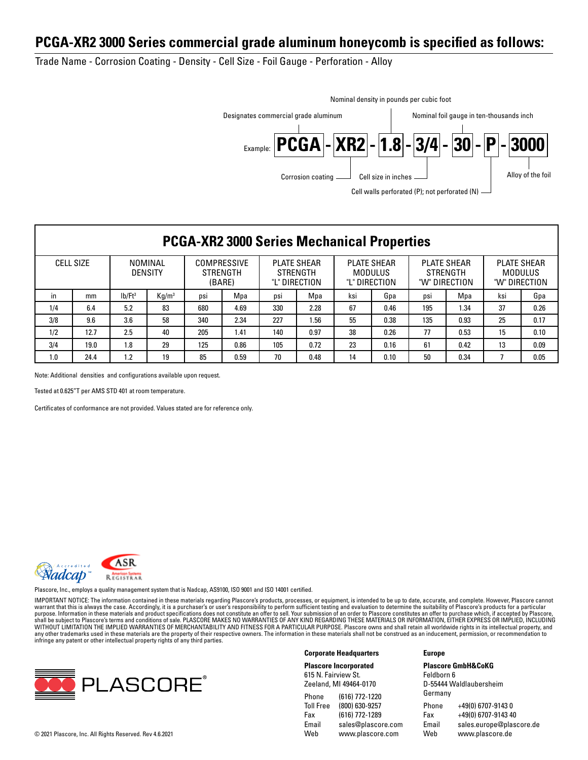## PCGA-XR2 3000 Series commercial grade aluminum honeycomb is specified as follows:

Trade Name - Corrosion Coating - Density - Cell Size - Foil Gauge - Perforation - Alloy

Nominal density in pounds per cubic foot

Designates commercial grade aluminum

Nominal foil gauge in ten-thousands inch

Example: **PCGA - XR2 - 1.8 - 3/4 - 30 - P - 3000**

Corrosion coating

Cell size in inches

Alloy of the foil

Cell walls perforated (P); not perforated (N)

## PCGA-XR2 3000 Series Mechanical Properties

| CELL SIZE | | NOMINAL DENSITY | | COMPRESSIVE STRENGTH (BARE) | | PLATE SHEAR STRENGTH "L" DIRECTION | | PLATE SHEAR MODULUS "L" DIRECTION | | PLATE SHEAR STRENGTH "W" DIRECTION | | PLATE SHEAR MODULUS "W" DIRECTION | |
|---|---|---|---|---|---|---|---|---|---|---|---|---|---|
| in | mm | lb/Ft³ | Kg/m³ | psi | Mpa | psi | Mpa | ksi | Gpa | psi | Mpa | ksi | Gpa |
| 1/4 | 6.4 | 5.2 | 83 | 680 | 4.69 | 330 | 2.28 | 67 | 0.46 | 195 | 1.34 | 37 | 0.26 |
| 3/8 | 9.6 | 3.6 | 58 | 340 | 2.34 | 227 | 1.56 | 55 | 0.38 | 135 | 0.93 | 25 | 0.17 |
| 1/2 | 12.7 | 2.5 | 40 | 205 | 1.41 | 140 | 0.97 | 38 | 0.26 | 77 | 0.53 | 15 | 0.10 |
| 3/4 | 19.0 | 1.8 | 29 | 125 | 0.86 | 105 | 0.72 | 23 | 0.16 | 61 | 0.42 | 13 | 0.09 |
| 1.0 | 24.4 | 1.2 | 19 | 85 | 0.59 | 70 | 0.48 | 14 | 0.10 | 50 | 0.34 | 7 | 0.05 |

Note: Additional densities and configurations available upon request.

Tested at 0.625"T per AMS STD 401 at room temperature.

Certificates of conformance are not provided. Values stated are for reference only.

Plascore, Inc., employs a quality management system that is Nadcap, AS9100, ISO 9001 and ISO 14001 certified.

IMPORTANT NOTICE: The information contained in these materials regarding Plascore's products, processes, or equipment, is intended to be up to date, accurate, and complete. However, Plascore cannot warrant that this is always the case. Accordingly, it is a purchaser's or user's responsibility to perform sufficient testing and evaluation to determine the suitability of Plascore's products for a particular purpose. Information in these materials and product specifications does not constitute an offer to sell. Your submission of an order to Plascore constitutes an offer to purchase which, if accepted by Plascore, shall be subject to Plascore's terms and conditions of sale. PLASCORE MAKES NO WARRANTIES OF ANY KIND REGARDING THESE MATERIALS OR INFORMATION, EITHER EXPRESS OR IMPLIED, INCLUDING WITHOUT LIMITATION THE IMPLIED WARRANTIES OF MERCHANTABILITY AND FITNESS FOR A PARTICULAR PURPOSE. Plascore owns and shall retain all worldwide rights in its intellectual property, and any other trademarks used in these materials are the property of their respective owners. The information in these materials shall not be construed as an inducement, permission, or recommendation to infringe any patent or other intellectual property rights of any third parties.

**Corporate Headquarters**

**Plascore Incorporated**
615 N. Fairview St.
Zeeland, MI 49464-0170

Phone (616) 772-1220
Toll Free (800) 630-9257
Fax (616) 772-1289
Email sales@plascore.com
Web www.plascore.com

**Europe**

**Plascore GmbH&CoKG**
Feldborn 6
D-55444 Waldlaubersheim
Germany

Phone +49(0) 6707-9143 0
Fax +49(0) 6707-9143 40
Email sales.europe@plascore.de
Web www.plascore.de

© 2021 Plascore, Inc. All Rights Reserved. Rev 4.6.2021